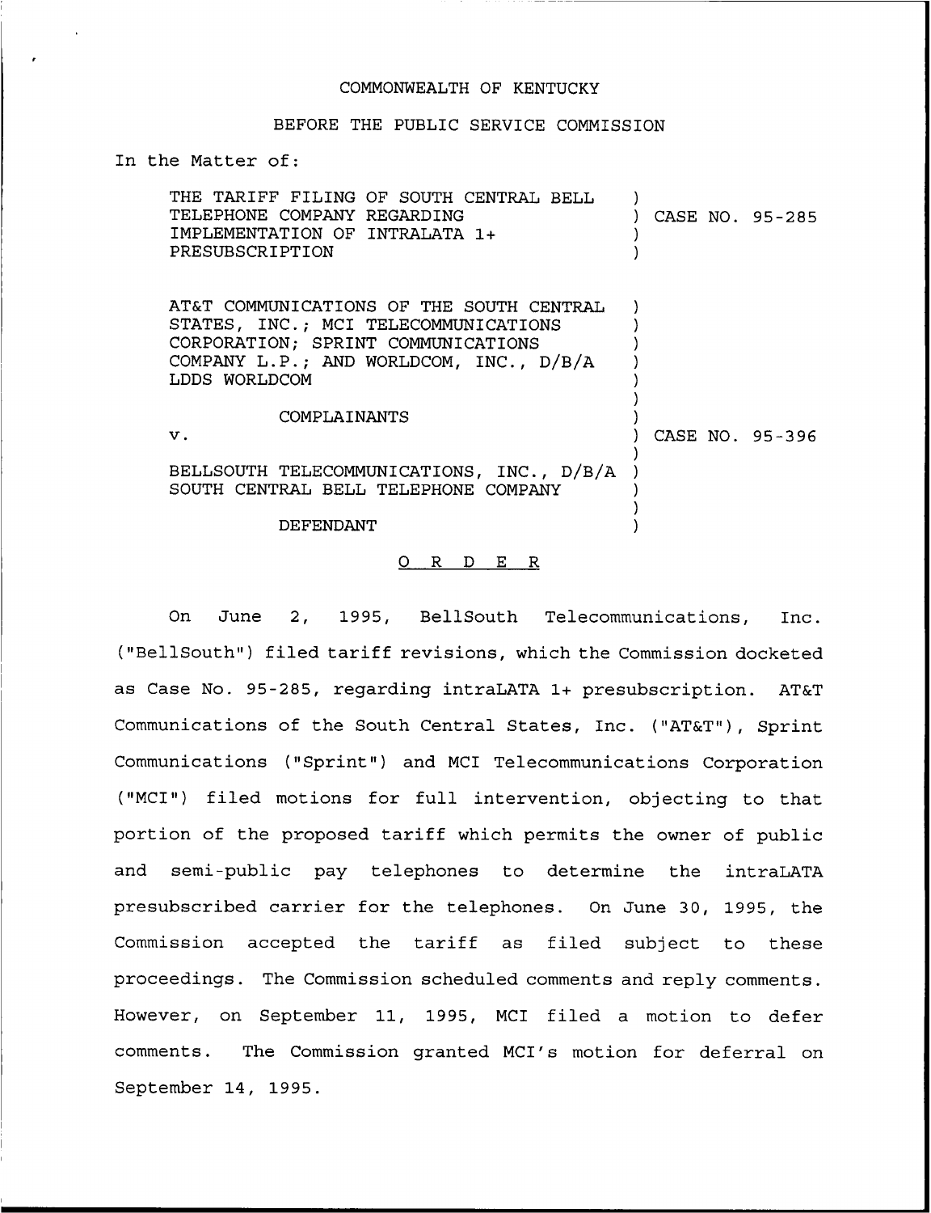COMMONWEALTH OF KENTUCKY

BEFORE THE PUBLIC SERVICE COMMISSION

In the Matter of:

THE TARIFF FILING OF SOUTH CENTRAL BELL TELEPHONE COMPANY REGARDING IMPLEMENTATION OF INTRALATA 1+ PRESUBSCRIPTION ) CASE NO. 95-285

AT&T COMMUNICATIONS OF THE SOUTH CENTRAL STATES, INC.; MCI TELECOMMUNICATIONS CORPORATION; SPRINT COMMUNICATIONS COMPANY L.P.; AND WORLDCOM, INC., D/B/A LDDS WORLDCOM

COMPLAINANTS

v. ) CASE NO. 95-396

BELLSOUTH TELECOMMUNICATIONS, INC., D/B/A SOUTH CENTRAL BELL TELEPHONE COMPANY

DEFENDANT

## O R D E R

On June 2, 1995, BellSouth Telecommunications, Inc. ("BellSouth") filed tariff revisions, which the Commission docketed as Case No. 95-285, regarding intraLATA 1+ presubscription. AT&T Communications of the South Central States, Inc. ("AT&T"), Sprint Communications ("Sprint") and MCI Telecommunications Corporation ("MCI") filed motions for full intervention, objecting to that portion of the proposed tariff which permits the owner of public and semi-public pay telephones to determine the intraLATA presubscribed carrier for the telephones. On June 30, 1995, the Commission accepted the tariff as filed subject to these proceedings. The Commission scheduled comments and reply comments. However, on September 11, 1995, MCI filed a motion to defer comments. The Commission granted MCI's motion for deferral on September 14, 1995.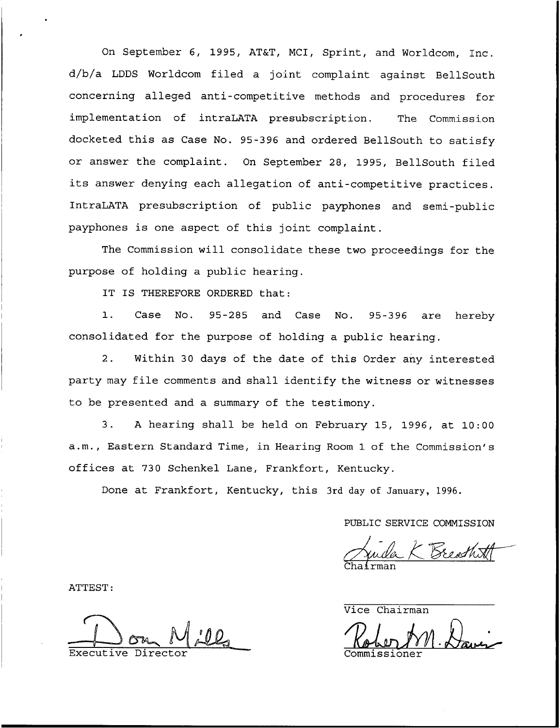On September 6, 1995, AT&T, MCI, Sprint, and Worldcom, Inc. d/b/a LDDS Worldcom filed a joint complaint against BellSouth concerning alleged anti-competitive methods and procedures for implementation of intraLATA presubscription. The Commission docketed this as Case No. 95-396 and ordered BellSouth to satisfy or answer the complaint. On September 28, 1995, BellSouth filed its answer denying each allegation of anti-competitive practices. IntraLATA presubscription of public payphones and semi-public payphones is one aspect of this joint complaint.

The Commission will consolidate these two proceedings for the purpose of holding a public hearing.

IT IS THEREFORE ORDERED that:

1. Case No. 95-285 and Case No. 95-396 are hereby consolidated for the purpose of holding a public hearing.

2. Within 30 days of the date of this Order any interested party may file comments and shall identify the witness or witnesses to be presented and a summary of the testimony.

3. A hearing shall be held on February 15, 1996, at 10:00 a.m., Eastern Standard Time, in Hearing Room 1 of the Commission's offices at 730 Schenkel Lane, Frankfort, Kentucky.

Done at Frankfort, Kentucky, this 3rd day of January, 1996.

PUBLIC SERVICE COMMISSION

Linda K Breathitt
Chairman

Vice Chairman

Robert M. Davis
Commissioner

ATTEST:

Don Mills
Executive Director